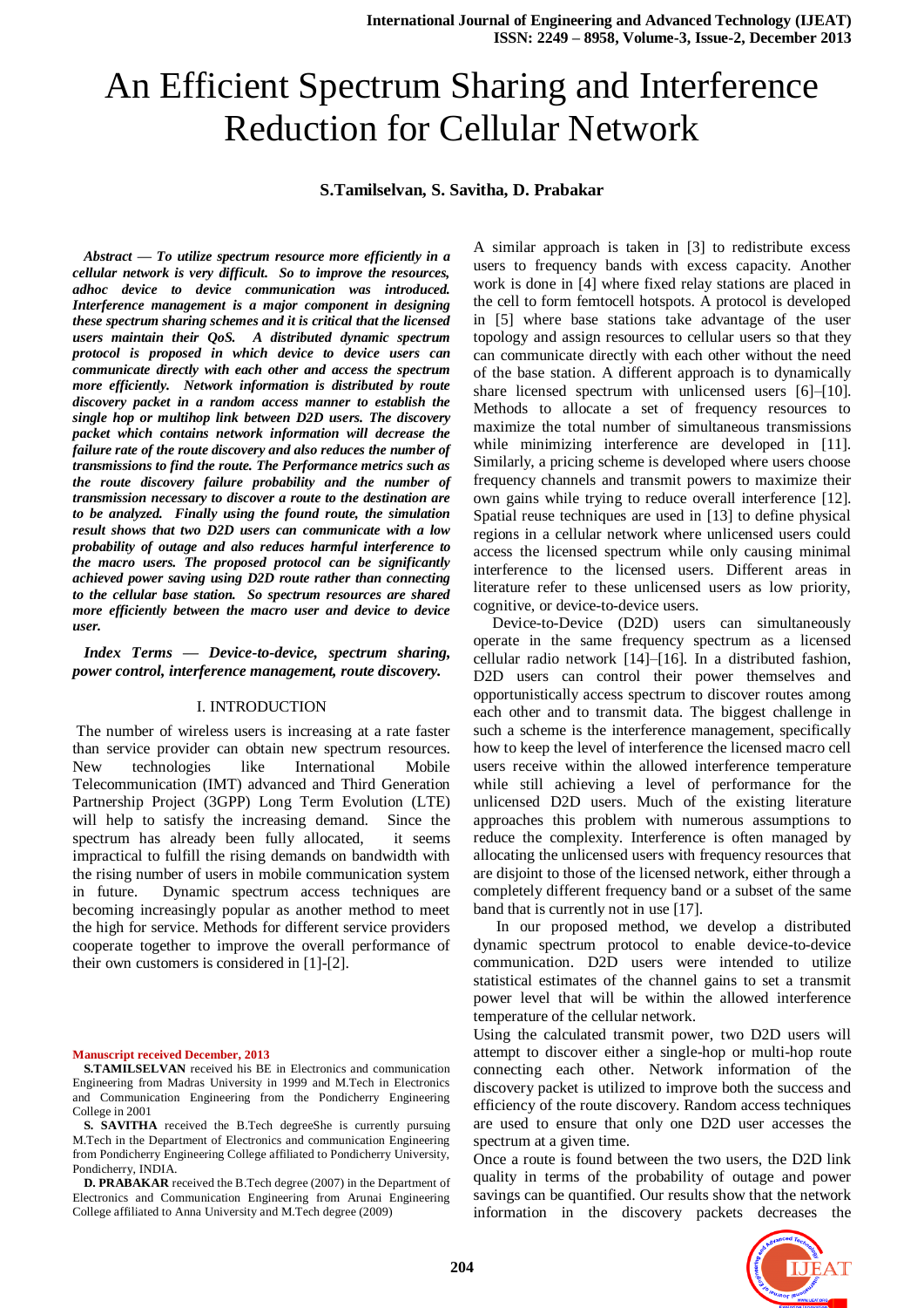# An Efficient Spectrum Sharing and Interference Reduction for Cellular Network

**S.Tamilselvan, S. Savitha, D. Prabakar**

***Abstract — To utilize spectrum resource more efficiently in a cellular network is very difficult. So to improve the resources, adhoc device to device communication was introduced. Interference management is a major component in designing these spectrum sharing schemes and it is critical that the licensed users maintain their QoS. A distributed dynamic spectrum protocol is proposed in which device to device users can communicate directly with each other and access the spectrum more efficiently. Network information is distributed by route discovery packet in a random access manner to establish the single hop or multihop link between D2D users. The discovery packet which contains network information will decrease the failure rate of the route discovery and also reduces the number of transmissions to find the route. The Performance metrics such as the route discovery failure probability and the number of transmission necessary to discover a route to the destination are to be analyzed. Finally using the found route, the simulation result shows that two D2D users can communicate with a low probability of outage and also reduces harmful interference to the macro users. The proposed protocol can be significantly achieved power saving using D2D route rather than connecting to the cellular base station. So spectrum resources are shared more efficiently between the macro user and device to device user.***

***Index Terms — Device-to-device, spectrum sharing, power control, interference management, route discovery.***

## I. INTRODUCTION

The number of wireless users is increasing at a rate faster than service provider can obtain new spectrum resources. New technologies like International Mobile Telecommunication (IMT) advanced and Third Generation Partnership Project (3GPP) Long Term Evolution (LTE) will help to satisfy the increasing demand. Since the spectrum has already been fully allocated, it seems impractical to fulfill the rising demands on bandwidth with the rising number of users in mobile communication system in future. Dynamic spectrum access techniques are becoming increasingly popular as another method to meet the high for service. Methods for different service providers cooperate together to improve the overall performance of their own customers is considered in [1]-[2].

A similar approach is taken in [3] to redistribute excess users to frequency bands with excess capacity. Another work is done in [4] where fixed relay stations are placed in the cell to form femtocell hotspots. A protocol is developed in [5] where base stations take advantage of the user topology and assign resources to cellular users so that they can communicate directly with each other without the need of the base station. A different approach is to dynamically share licensed spectrum with unlicensed users [6]–[10]. Methods to allocate a set of frequency resources to maximize the total number of simultaneous transmissions while minimizing interference are developed in [11]. Similarly, a pricing scheme is developed where users choose frequency channels and transmit powers to maximize their own gains while trying to reduce overall interference [12]. Spatial reuse techniques are used in [13] to define physical regions in a cellular network where unlicensed users could access the licensed spectrum while only causing minimal interference to the licensed users. Different areas in literature refer to these unlicensed users as low priority, cognitive, or device-to-device users.

Device-to-Device (D2D) users can simultaneously operate in the same frequency spectrum as a licensed cellular radio network [14]–[16]. In a distributed fashion, D2D users can control their power themselves and opportunistically access spectrum to discover routes among each other and to transmit data. The biggest challenge in such a scheme is the interference management, specifically how to keep the level of interference the licensed macro cell users receive within the allowed interference temperature while still achieving a level of performance for the unlicensed D2D users. Much of the existing literature approaches this problem with numerous assumptions to reduce the complexity. Interference is often managed by allocating the unlicensed users with frequency resources that are disjoint to those of the licensed network, either through a completely different frequency band or a subset of the same band that is currently not in use [17].

In our proposed method, we develop a distributed dynamic spectrum protocol to enable device-to-device communication. D2D users were intended to utilize statistical estimates of the channel gains to set a transmit power level that will be within the allowed interference temperature of the cellular network.

Using the calculated transmit power, two D2D users will attempt to discover either a single-hop or multi-hop route connecting each other. Network information of the discovery packet is utilized to improve both the success and efficiency of the route discovery. Random access techniques are used to ensure that only one D2D user accesses the spectrum at a given time.

Once a route is found between the two users, the D2D link quality in terms of the probability of outage and power savings can be quantified. Our results show that the network information in the discovery packets decreases the

**Manuscript received December, 2013**

**S.TAMILSELVAN** received his BE in Electronics and communication Engineering from Madras University in 1999 and M.Tech in Electronics and Communication Engineering from the Pondicherry Engineering College in 2001

**S. SAVITHA** received the B.Tech degreeShe is currently pursuing M.Tech in the Department of Electronics and communication Engineering from Pondicherry Engineering College affiliated to Pondicherry University, Pondicherry, INDIA.

**D. PRABAKAR** received the B.Tech degree (2007) in the Department of Electronics and Communication Engineering from Arunai Engineering College affiliated to Anna University and M.Tech degree (2009)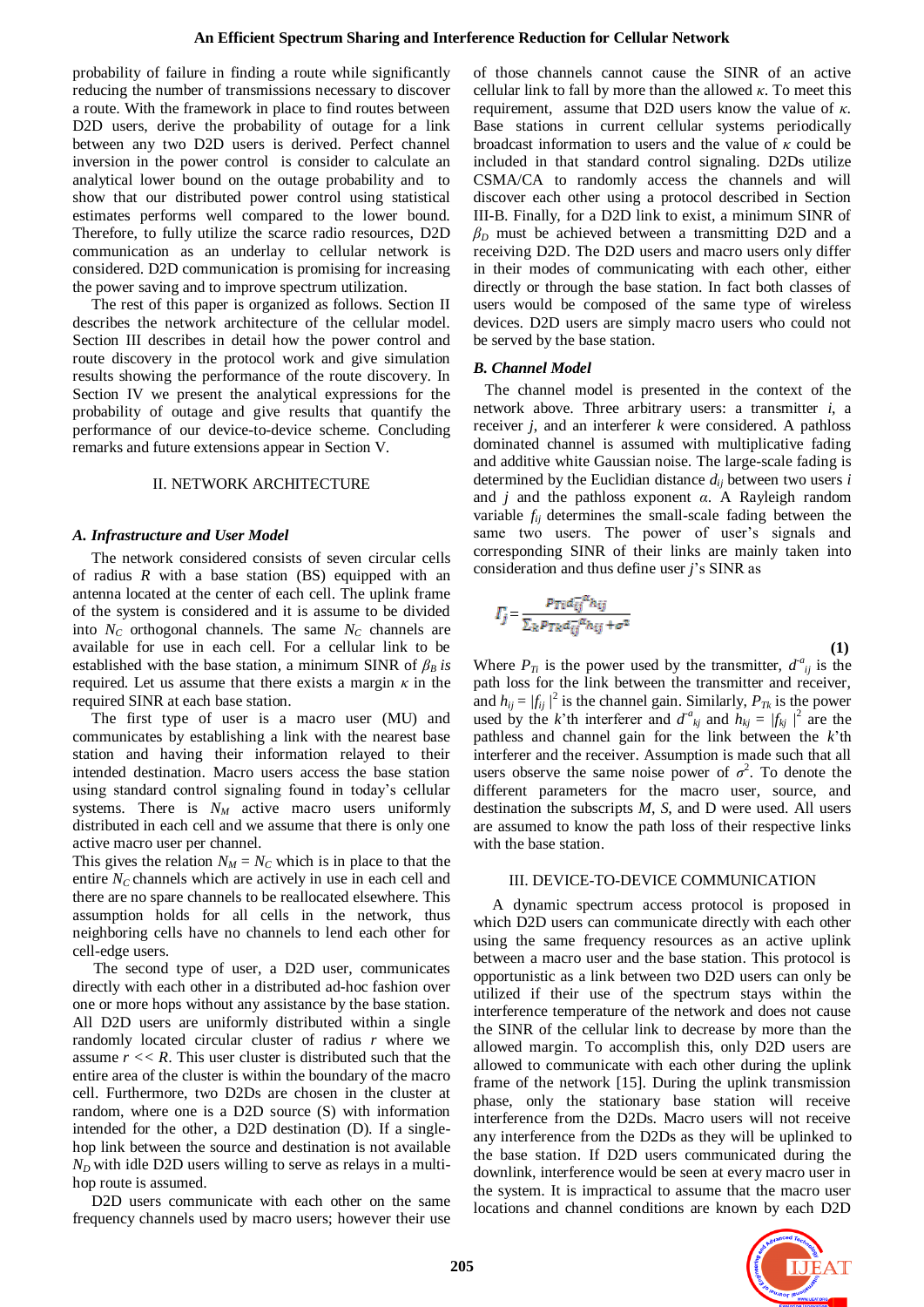probability of failure in finding a route while significantly reducing the number of transmissions necessary to discover a route. With the framework in place to find routes between D2D users, derive the probability of outage for a link between any two D2D users is derived. Perfect channel inversion in the power control is consider to calculate an analytical lower bound on the outage probability and to show that our distributed power control using statistical estimates performs well compared to the lower bound. Therefore, to fully utilize the scarce radio resources, D2D communication as an underlay to cellular network is considered. D2D communication is promising for increasing the power saving and to improve spectrum utilization.

The rest of this paper is organized as follows. Section II describes the network architecture of the cellular model. Section III describes in detail how the power control and route discovery in the protocol work and give simulation results showing the performance of the route discovery. In Section IV we present the analytical expressions for the probability of outage and give results that quantify the performance of our device-to-device scheme. Concluding remarks and future extensions appear in Section V.

## II. NETWORK ARCHITECTURE

### *A. Infrastructure and User Model*

The network considered consists of seven circular cells of radius $R$ with a base station (BS) equipped with an antenna located at the center of each cell. The uplink frame of the system is considered and it is assume to be divided into $N_C$ orthogonal channels. The same $N_C$ channels are available for use in each cell. For a cellular link to be established with the base station, a minimum SINR of $\beta_B$ *is* required. Let us assume that there exists a margin $\kappa$ in the required SINR at each base station.

The first type of user is a macro user (MU) and communicates by establishing a link with the nearest base station and having their information relayed to their intended destination. Macro users access the base station using standard control signaling found in today's cellular systems. There is $N_M$ active macro users uniformly distributed in each cell and we assume that there is only one active macro user per channel.

This gives the relation $N_M = N_C$ which is in place to that the entire $N_C$ channels which are actively in use in each cell and there are no spare channels to be reallocated elsewhere. This assumption holds for all cells in the network, thus neighboring cells have no channels to lend each other for cell-edge users.

The second type of user, a D2D user, communicates directly with each other in a distributed ad-hoc fashion over one or more hops without any assistance by the base station. All D2D users are uniformly distributed within a single randomly located circular cluster of radius $r$ where we assume $r << R$. This user cluster is distributed such that the entire area of the cluster is within the boundary of the macro cell. Furthermore, two D2Ds are chosen in the cluster at random, where one is a D2D source (S) with information intended for the other, a D2D destination (D). If a single-hop link between the source and destination is not available $N_D$ with idle D2D users willing to serve as relays in a multi-hop route is assumed.

D2D users communicate with each other on the same frequency channels used by macro users; however their use of those channels cannot cause the SINR of an active cellular link to fall by more than the allowed $\kappa$. To meet this requirement, assume that D2D users know the value of $\kappa$. Base stations in current cellular systems periodically broadcast information to users and the value of $\kappa$ could be included in that standard control signaling. D2Ds utilize CSMA/CA to randomly access the channels and will discover each other using a protocol described in Section III-B. Finally, for a D2D link to exist, a minimum SINR of $\beta_D$ must be achieved between a transmitting D2D and a receiving D2D. The D2D users and macro users only differ in their modes of communicating with each other, either directly or through the base station. In fact both classes of users would be composed of the same type of wireless devices. D2D users are simply macro users who could not be served by the base station.

### *B. Channel Model*

The channel model is presented in the context of the network above. Three arbitrary users: a transmitter $i$, a receiver $j$, and an interferer $k$ were considered. A pathloss dominated channel is assumed with multiplicative fading and additive white Gaussian noise. The large-scale fading is determined by the Euclidian distance $d_{ij}$ between two users $i$ and $j$ and the pathloss exponent $\alpha$. A Rayleigh random variable $f_{ij}$ determines the small-scale fading between the same two users. The power of user's signals and corresponding SINR of their links are mainly taken into consideration and thus define user $j$'s SINR as

$$\Gamma_j = \frac{P_{Ti} d_{ij}^{-\alpha} h_{ij}}{\sum_k P_{Tk} d_{kj}^{-\alpha} h_{kj} + \sigma^2} \tag{1}$$

Where $P_{Ti}$ is the power used by the transmitter, $d^{\alpha}_{ij}$ is the path loss for the link between the transmitter and receiver, and $h_{ij} = |f_{ij}|^2$ is the channel gain. Similarly, $P_{Tk}$ is the power used by the $k$'th interferer and $d^{\alpha}_{kj}$ and $h_{kj} = |f_{kj}|^2$ are the pathless and channel gain for the link between the $k$'th interferer and the receiver. Assumption is made such that all users observe the same noise power of $\sigma^2$. To denote the different parameters for the macro user, source, and destination the subscripts $M$, $S$, and D were used. All users are assumed to know the path loss of their respective links with the base station.

## III. DEVICE-TO-DEVICE COMMUNICATION

A dynamic spectrum access protocol is proposed in which D2D users can communicate directly with each other using the same frequency resources as an active uplink between a macro user and the base station. This protocol is opportunistic as a link between two D2D users can only be utilized if their use of the spectrum stays within the interference temperature of the network and does not cause the SINR of the cellular link to decrease by more than the allowed margin. To accomplish this, only D2D users are allowed to communicate with each other during the uplink frame of the network [15]. During the uplink transmission phase, only the stationary base station will receive interference from the D2Ds. Macro users will not receive any interference from the D2Ds as they will be uplinked to the base station. If D2D users communicated during the downlink, interference would be seen at every macro user in the system. It is impractical to assume that the macro user locations and channel conditions are known by each D2D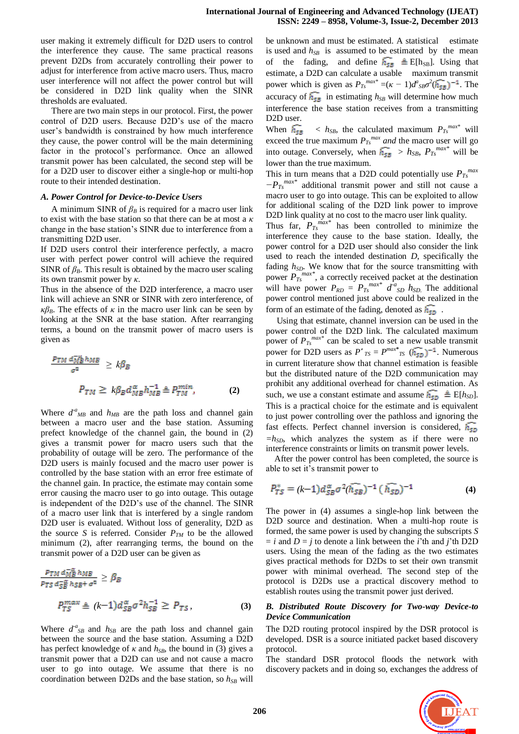user making it extremely difficult for D2D users to control the interference they cause. The same practical reasons prevent D2Ds from accurately controlling their power to adjust for interference from active macro users. Thus, macro user interference will not affect the power control but will be considered in D2D link quality when the SINR thresholds are evaluated.

There are two main steps in our protocol. First, the power control of D2D users. Because D2D's use of the macro user's bandwidth is constrained by how much interference they cause, the power control will be the main determining factor in the protocol's performance. Once an allowed transmit power has been calculated, the second step will be for a D2D user to discover either a single-hop or multi-hop route to their intended destination.

### *A. Power Control for Device-to-Device Users*

A minimum SINR of $\beta_B$ is required for a macro user link to exist with the base station so that there can be at most a $\kappa$ change in the base station's SINR due to interference from a transmitting D2D user.

If D2D users control their interference perfectly, a macro user with perfect power control will achieve the required SINR of $\beta_B$. This result is obtained by the macro user scaling its own transmit power by $\kappa$.

Thus in the absence of the D2D interference, a macro user link will achieve an SNR or SINR with zero interference, of $\kappa\beta_B$. The effects of $\kappa$ in the macro user link can be seen by looking at the SNR at the base station. After rearranging terms, a bound on the transmit power of macro users is given as

$$\frac{P_{TM}\, d_{MB}^{-\alpha} h_{MB}}{\sigma^2} \geq k\beta_B$$

$$P_{TM} \geq k\beta_B d_{MB}^{\alpha} h_{MB}^{-1} \triangleq P_{TM}^{min}, \qquad (2)$$

Where $d^{-a}_{MB}$ and $h_{MB}$ are the path loss and channel gain between a macro user and the base station. Assuming prefect knowledge of the channel gain, the bound in (2) gives a transmit power for macro users such that the probability of outage will be zero. The performance of the D2D users is mainly focused and the macro user power is controlled by the base station with an error free estimate of the channel gain. In practice, the estimate may contain some error causing the macro user to go into outage. This outage is independent of the D2D's use of the channel. The SINR of a macro user link that is interfered by a single random D2D user is evaluated. Without loss of generality, D2D as the source $S$ is referred. Consider $P_{TM}$ to be the allowed minimum (2), after rearranging terms, the bound on the transmit power of a D2D user can be given as

$$\frac{P_{TM}\, d_{MB}^{-\alpha} h_{MB}}{P_{TS}\, d_{SB}^{-\alpha} h_{SB} + \sigma^2} \geq \beta_B$$

$$P_{TS}^{max} \triangleq (k-1) d_{SB}^{\alpha} \sigma^2 h_{SB}^{-1} \geq P_{TS}, \qquad (3)$$

Where $d^{-a}_{SB}$ and $h_{SB}$ are the path loss and channel gain between the source and the base station. Assuming a D2D has perfect knowledge of $\kappa$ and $h_{SB}$, the bound in (3) gives a transmit power that a D2D can use and not cause a macro user to go into outage. We assume that there is no coordination between D2Ds and the base station, so $h_{SB}$ will be unknown and must be estimated. A statistical estimate is used and $h_{SB}$ is assumed to be estimated by the mean of the fading, and define $\widehat{h_{SB}} \triangleq E[h_{SB}]$. Using that estimate, a D2D can calculate a usable maximum transmit power which is given as $P_{Ts}^{max^*} = (\kappa - 1)d^{a}_{SB}\sigma^2(\widehat{h_{SB}})^{-1}$. The accuracy of $\widehat{h_{SB}}$ in estimating $h_{SB}$ will determine how much interference the base station receives from a transmitting D2D user.

When $\widehat{h_{SB}} < h_{SB}$, the calculated maximum $P_{Ts}^{max^*}$ will exceed the true maximum $P_{Ts}^{max}$ *and* the macro user will go into outage. Conversely, when $\widehat{h_{SB}} > h_{SB}$, $P_{Ts}^{max^*}$ will be lower than the true maximum.

This in turn means that a D2D could potentially use $P_{Ts}^{max} - P_{Ts}^{max^*}$ additional transmit power and still not cause a macro user to go into outage. This can be exploited to allow for additional scaling of the D2D link power to improve D2D link quality at no cost to the macro user link quality.

Thus far, $P_{Ts}^{max^*}$ has been controlled to minimize the interference they cause to the base station. Ideally, the power control for a D2D user should also consider the link used to reach the intended destination $D$, specifically the fading $h_{SD}$. We know that for the source transmitting with power $P_{Ts}^{max^*}$, a correctly received packet at the destination will have power $P_{RD} = P_{Ts}^{max^*}\ d^{-a}_{SD}\ h_{SD}$. The additional power control mentioned just above could be realized in the form of an estimate of the fading, denoted as $\widehat{h_{SD}}$ .

Using that estimate, channel inversion can be used in the power control of the D2D link. The calculated maximum power of $P_{Ts}^{max^*}$ can be scaled to set a new usable transmit power for D2D users as $P^*_{TS} = P^{max^*}_{TS}\ (\widehat{h_{SD}})^{-1}$. Numerous in current literature show that channel estimation is feasible but the distributed nature of the D2D communication may prohibit any additional overhead for channel estimation. As such, we use a constant estimate and assume $\widehat{h_{SD}} \triangleq E[h_{SD}]$. This is a practical choice for the estimate and is equivalent to just power controlling over the pathloss and ignoring the fast effects. Perfect channel inversion is considered, $\widehat{h_{SD}} = h_{SD}$, which analyzes the system as if there were no interference constraints or limits on transmit power levels.

After the power control has been completed, the source is able to set it's transmit power to

$$P_{TS}^{*} = (k-1) d_{SB}^{\alpha} \sigma^2 (\widehat{h_{SB}})^{-1} (\widehat{h_{SD}})^{-1} \qquad (4)$$

The power in (4) assumes a single-hop link between the D2D source and destination. When a multi-hop route is formed, the same power is used by changing the subscripts $S = i$ and $D = j$ to denote a link between the $i$'th and $j$'th D2D users. Using the mean of the fading as the two estimates gives practical methods for D2Ds to set their own transmit power with minimal overhead. The second step of the protocol is D2Ds use a practical discovery method to establish routes using the transmit power just derived.

### *B. Distributed Route Discovery for Two-way Device-to Device Communication*

The D2D routing protocol inspired by the DSR protocol is developed. DSR is a source initiated packet based discovery protocol.

The standard DSR protocol floods the network with discovery packets and in doing so, exchanges the address of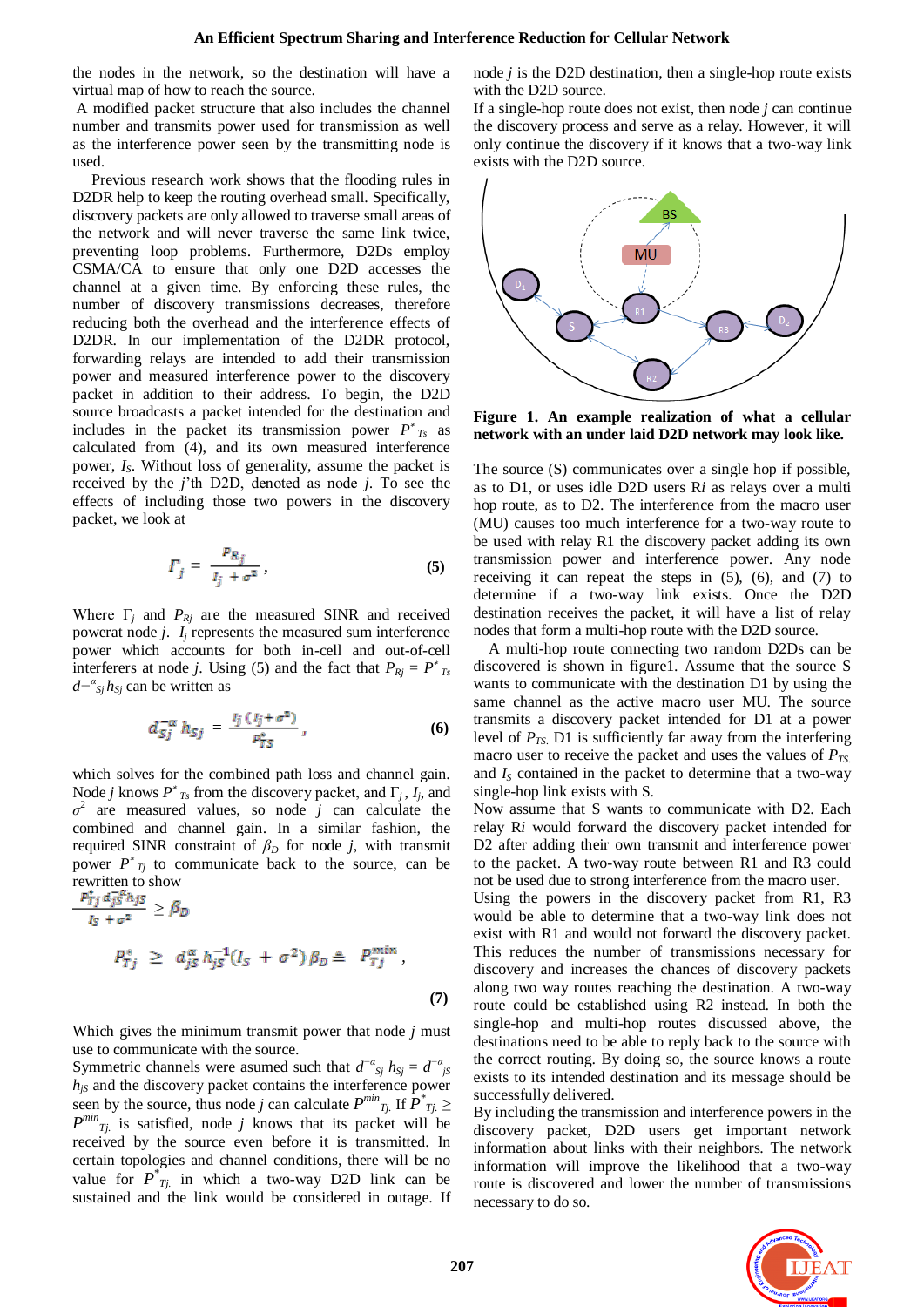the nodes in the network, so the destination will have a virtual map of how to reach the source.

A modified packet structure that also includes the channel number and transmits power used for transmission as well as the interference power seen by the transmitting node is used.

Previous research work shows that the flooding rules in D2DR help to keep the routing overhead small. Specifically, discovery packets are only allowed to traverse small areas of the network and will never traverse the same link twice, preventing loop problems. Furthermore, D2Ds employ CSMA/CA to ensure that only one D2D accesses the channel at a given time. By enforcing these rules, the number of discovery transmissions decreases, therefore reducing both the overhead and the interference effects of D2DR. In our implementation of the D2DR protocol, forwarding relays are intended to add their transmission power and measured interference power to the discovery packet in addition to their address. To begin, the D2D source broadcasts a packet intended for the destination and includes in the packet its transmission power $P^*_{Ts}$ as calculated from (4), and its own measured interference power, $I_S$. Without loss of generality, assume the packet is received by the $j$'th D2D, denoted as node $j$. To see the effects of including those two powers in the discovery packet, we look at

$$\Gamma_j = \frac{P_{R_j}}{I_j + \sigma^2}, \tag{5}$$

Where $\Gamma_j$ and $P_{Rj}$ are the measured SINR and received powerat node $j$. $I_j$ represents the measured sum interference power which accounts for both in-cell and out-of-cell interferers at node $j$. Using (5) and the fact that $P_{Rj} = P^*_{Ts}\, d^{-\alpha}_{sj} h_{Sj}$ can be written as

$$d_{Sj}^{-\alpha} h_{Sj} = \frac{I_j (I_j + \sigma^2)}{P_{TS}^*}, \tag{6}$$

which solves for the combined path loss and channel gain. Node $j$ knows $P^*_{Ts}$ from the discovery packet, and $\Gamma_j$, $I_j$, and $\sigma^2$ are measured values, so node $j$ can calculate the combined and channel gain. In a similar fashion, the required SINR constraint of $\beta_D$ for node $j$, with transmit power $P^*_{Tj}$ to communicate back to the source, can be rewritten to show

$$\frac{P_{Tj}^* d_{jS}^{-\alpha} h_{jS}}{I_S + \sigma^2} \geq \beta_D$$

$$P_{Tj}^* \geq d_{jS}^{\alpha} h_{jS}^{-1} (I_S + \sigma^2) \beta_D \triangleq P_{Tj}^{min}, \tag{7}$$

Which gives the minimum transmit power that node $j$ must use to communicate with the source.

Symmetric channels were asumed such that $d^{-\alpha}_{sj}\, h_{Sj} = d^{-\alpha}_{jS}\, h_{jS}$ and the discovery packet contains the interference power seen by the source, thus node $j$ can calculate $P^{min}_{Tj}$. If $P^*_{Tj} \geq P^{min}_{Tj}$ is satisfied, node $j$ knows that its packet will be received by the source even before it is transmitted. In certain topologies and channel conditions, there will be no value for $P^*_{Tj}$ in which a two-way D2D link can be sustained and the link would be considered in outage. If node $j$ is the D2D destination, then a single-hop route exists with the D2D source.

If a single-hop route does not exist, then node $j$ can continue the discovery process and serve as a relay. However, it will only continue the discovery if it knows that a two-way link exists with the D2D source.

**Figure 1. An example realization of what a cellular network with an under laid D2D network may look like.**

The source (S) communicates over a single hop if possible, as to D1, or uses idle D2D users R$i$ as relays over a multi hop route, as to D2. The interference from the macro user (MU) causes too much interference for a two-way route to be used with relay R1 the discovery packet adding its own transmission power and interference power. Any node receiving it can repeat the steps in (5), (6), and (7) to determine if a two-way link exists. Once the D2D destination receives the packet, it will have a list of relay nodes that form a multi-hop route with the D2D source.

A multi-hop route connecting two random D2Ds can be discovered is shown in figure1. Assume that the source S wants to communicate with the destination D1 by using the same channel as the active macro user MU. The source transmits a discovery packet intended for D1 at a power level of $P_{TS}$. D1 is sufficiently far away from the interfering macro user to receive the packet and uses the values of $P_{TS}$ and $I_S$ contained in the packet to determine that a two-way single-hop link exists with S.

Now assume that S wants to communicate with D2. Each relay R$i$ would forward the discovery packet intended for D2 after adding their own transmit and interference power to the packet. A two-way route between R1 and R3 could not be used due to strong interference from the macro user. Using the powers in the discovery packet from R1, R3 would be able to determine that a two-way link does not exist with R1 and would not forward the discovery packet. This reduces the number of transmissions necessary for discovery and increases the chances of discovery packets along two way routes reaching the destination. A two-way route could be established using R2 instead. In both the single-hop and multi-hop routes discussed above, the destinations need to be able to reply back to the source with the correct routing. By doing so, the source knows a route exists to its intended destination and its message should be successfully delivered.

By including the transmission and interference powers in the discovery packet, D2D users get important network information about links with their neighbors. The network information will improve the likelihood that a two-way route is discovered and lower the number of transmissions necessary to do so.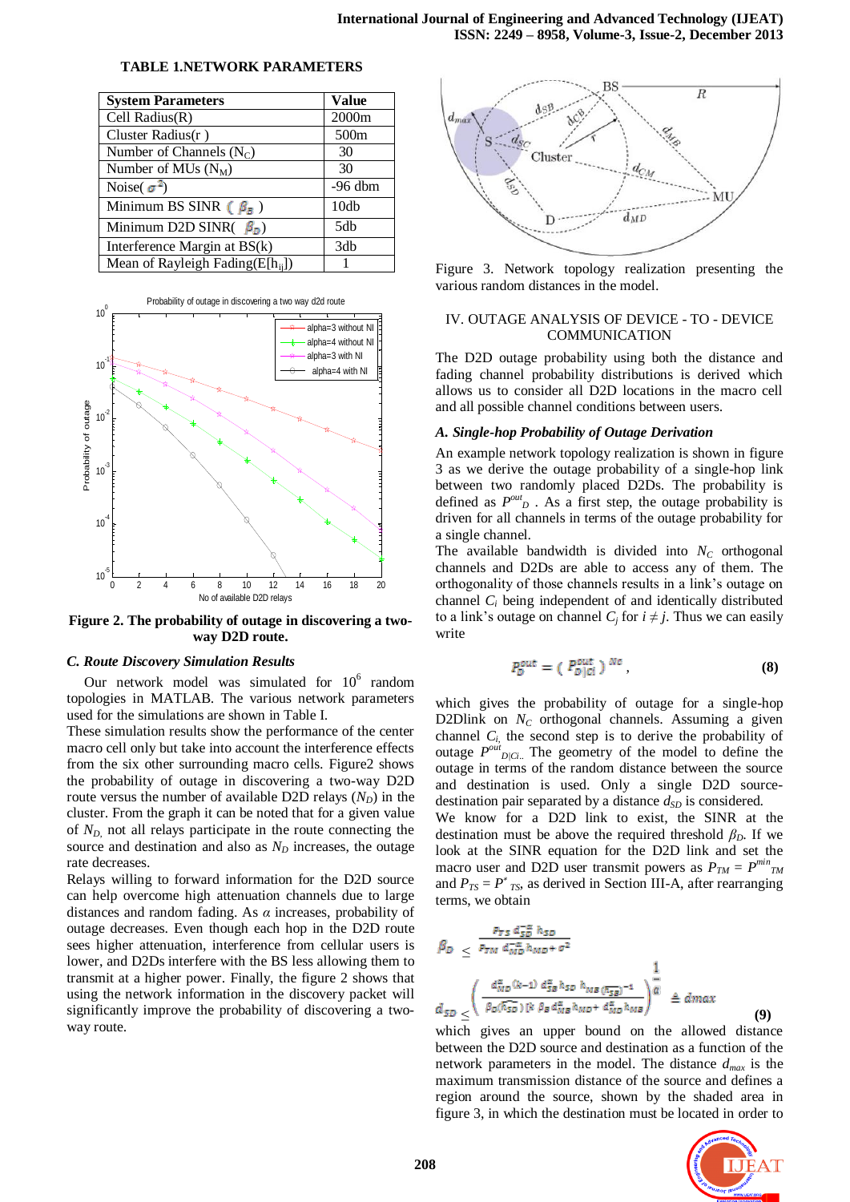**TABLE 1.NETWORK PARAMETERS**

| System Parameters | Value |
|---|---|
| Cell Radius(R) | 2000m |
| Cluster Radius(r ) | 500m |
| Number of Channels ($N_C$) | 30 |
| Number of MUs ($N_M$) | 30 |
| Noise( $\sigma^2$) | -96 dbm |
| Minimum BS SINR ( $\beta_B$ ) | 10db |
| Minimum D2D SINR( $\beta_D$) | 5db |
| Interference Margin at BS(k) | 3db |
| Mean of Rayleigh Fading(E[$h_{ij}$]) | 1 |

**Figure 2. The probability of outage in discovering a two-way D2D route.**

### C. Route Discovery Simulation Results

Our network model was simulated for $10^6$ random topologies in MATLAB. The various network parameters used for the simulations are shown in Table I.

These simulation results show the performance of the center macro cell only but take into account the interference effects from the six other surrounding macro cells. Figure2 shows the probability of outage in discovering a two-way D2D route versus the number of available D2D relays ($N_D$) in the cluster. From the graph it can be noted that for a given value of $N_D$, not all relays participate in the route connecting the source and destination and also as $N_D$ increases, the outage rate decreases.

Relays willing to forward information for the D2D source can help overcome high attenuation channels due to large distances and random fading. As $\alpha$ increases, probability of outage decreases. Even though each hop in the D2D route sees higher attenuation, interference from cellular users is lower, and D2Ds interfere with the BS less allowing them to transmit at a higher power. Finally, the figure 2 shows that using the network information in the discovery packet will significantly improve the probability of discovering a two-way route.

Figure 3. Network topology realization presenting the various random distances in the model.

## IV. OUTAGE ANALYSIS OF DEVICE - TO - DEVICE COMMUNICATION

The D2D outage probability using both the distance and fading channel probability distributions is derived which allows us to consider all D2D locations in the macro cell and all possible channel conditions between users.

### A. Single-hop Probability of Outage Derivation

An example network topology realization is shown in figure 3 as we derive the outage probability of a single-hop link between two randomly placed D2Ds. The probability is defined as $P^{out}_D$ . As a first step, the outage probability is driven for all channels in terms of the outage probability for a single channel.

The available bandwidth is divided into $N_C$ orthogonal channels and D2Ds are able to access any of them. The orthogonality of those channels results in a link's outage on channel $C_i$ being independent of and identically distributed to a link's outage on channel $C_j$ for $i \neq j$. Thus we can easily write

$$P_D^{out} = \left( P_{D|Ci}^{out} \right)^{N_C}, \tag{8}$$

which gives the probability of outage for a single-hop D2Dlink on $N_C$ orthogonal channels. Assuming a given channel $C_i$, the second step is to derive the probability of outage $P^{out}_{D|Ci}$. The geometry of the model to define the outage in terms of the random distance between the source and destination is used. Only a single D2D source-destination pair separated by a distance $d_{SD}$ is considered.

We know for a D2D link to exist, the SINR at the destination must be above the required threshold $\beta_D$. If we look at the SINR equation for the D2D link and set the macro user and D2D user transmit powers as $P_{TM} = P^{min}_{TM}$ and $P_{TS} = P^*_{TS}$, as derived in Section III-A, after rearranging terms, we obtain

$$\beta_D \leq \frac{P_{TS}\, d_{SD}^{-\alpha}\, h_{SD}}{P_{TM}\, d_{MD}^{-\alpha}\, h_{MD} + \sigma^2}$$

$$d_{SD} \leq \left( \frac{d_{MD}^{\alpha}(k-1)\, d_{SB}^{\alpha}\, h_{SD}\, h_{MB}\,(\overline{h_{SB}})^{-1}}{\beta_D(\overline{h_{SD}})[k\, \beta_B\, d_{MB}^{\alpha}\, h_{MD} + d_{MD}^{\alpha}\, h_{MB}]} \right)^{\frac{1}{\alpha}} \triangleq d_{max} \tag{9}$$

which gives an upper bound on the allowed distance between the D2D source and destination as a function of the network parameters in the model. The distance $d_{max}$ is the maximum transmission distance of the source and defines a region around the source, shown by the shaded area in figure 3, in which the destination must be located in order to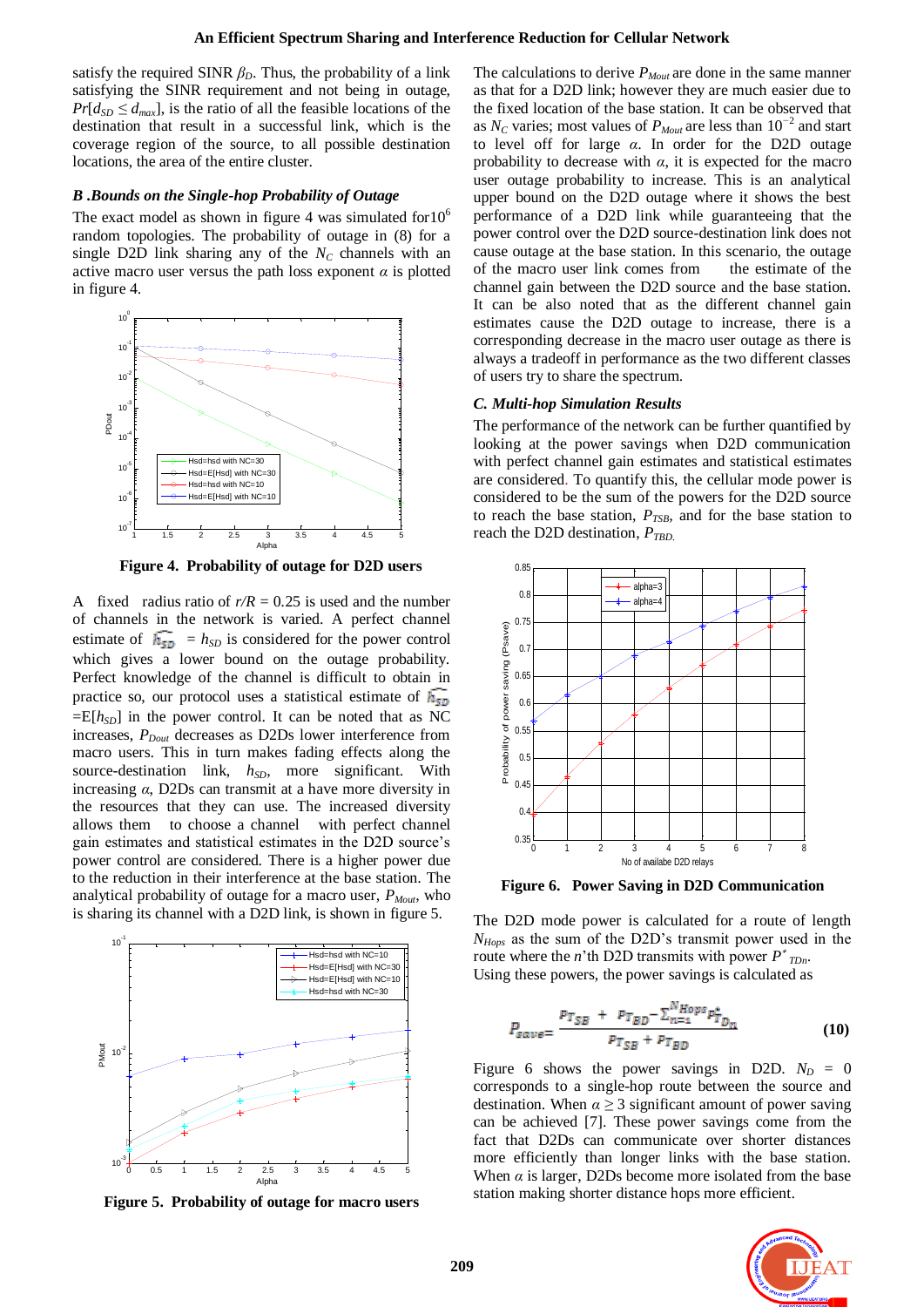satisfy the required SINR $\beta_D$. Thus, the probability of a link satisfying the SINR requirement and not being in outage, $Pr[d_{SD} \leq d_{max}]$, is the ratio of all the feasible locations of the destination that result in a successful link, which is the coverage region of the source, to all possible destination locations, the area of the entire cluster.

### *B .Bounds on the Single-hop Probability of Outage*

The exact model as shown in figure 4 was simulated for $10^6$ random topologies. The probability of outage in (8) for a single D2D link sharing any of the $N_C$ channels with an active macro user versus the path loss exponent $\alpha$ is plotted in figure 4.

**Figure 4. Probability of outage for D2D users**

A fixed radius ratio of $r/R = 0.25$ is used and the number of channels in the network is varied. A perfect channel estimate of $\widehat{h_{SD}} = h_{SD}$ is considered for the power control which gives a lower bound on the outage probability. Perfect knowledge of the channel is difficult to obtain in practice so, our protocol uses a statistical estimate of $\widehat{h_{SD}} = E[h_{SD}]$ in the power control. It can be noted that as NC increases, $P_{Dout}$ decreases as D2Ds lower interference from macro users. This in turn makes fading effects along the source-destination link, $h_{SD}$, more significant. With increasing $\alpha$, D2Ds can transmit at a have more diversity in the resources that they can use. The increased diversity allows them to choose a channel with perfect channel gain estimates and statistical estimates in the D2D source's power control are considered. There is a higher power due to the reduction in their interference at the base station. The analytical probability of outage for a macro user, $P_{Mout}$, who is sharing its channel with a D2D link, is shown in figure 5.

**Figure 5. Probability of outage for macro users**

The calculations to derive $P_{Mout}$ are done in the same manner as that for a D2D link; however they are much easier due to the fixed location of the base station. It can be observed that as $N_C$ varies; most values of $P_{Mout}$ are less than $10^{-2}$ and start to level off for large $\alpha$. In order for the D2D outage probability to decrease with $\alpha$, it is expected for the macro user outage probability to increase. This is an analytical upper bound on the D2D outage where it shows the best performance of a D2D link while guaranteeing that the power control over the D2D source-destination link does not cause outage at the base station. In this scenario, the outage of the macro user link comes from the estimate of the channel gain between the D2D source and the base station. It can be also noted that as the different channel gain estimates cause the D2D outage to increase, there is a corresponding decrease in the macro user outage as there is always a tradeoff in performance as the two different classes of users try to share the spectrum.

### *C. Multi-hop Simulation Results*

The performance of the network can be further quantified by looking at the power savings when D2D communication with perfect channel gain estimates and statistical estimates are considered. To quantify this, the cellular mode power is considered to be the sum of the powers for the D2D source to reach the base station, $P_{TSB}$, and for the base station to reach the D2D destination, $P_{TBD}$.

**Figure 6. Power Saving in D2D Communication**

The D2D mode power is calculated for a route of length $N_{Hops}$ as the sum of the D2D's transmit power used in the route where the $n$'th D2D transmits with power $P^*_{TDn}$. Using these powers, the power savings is calculated as

$$P_{save} = \frac{P_{T_{SB}} + P_{T_{BD}} - \sum_{n=1}^{N_{Hops}} P^*_{T_{D_n}}}{P_{T_{SB}} + P_{T_{BD}}} \quad \textbf{(10)}$$

Figure 6 shows the power savings in D2D. $N_D = 0$ corresponds to a single-hop route between the source and destination. When $\alpha \geq 3$ significant amount of power saving can be achieved [7]. These power savings come from the fact that D2Ds can communicate over shorter distances more efficiently than longer links with the base station. When $\alpha$ is larger, D2Ds become more isolated from the base station making shorter distance hops more efficient.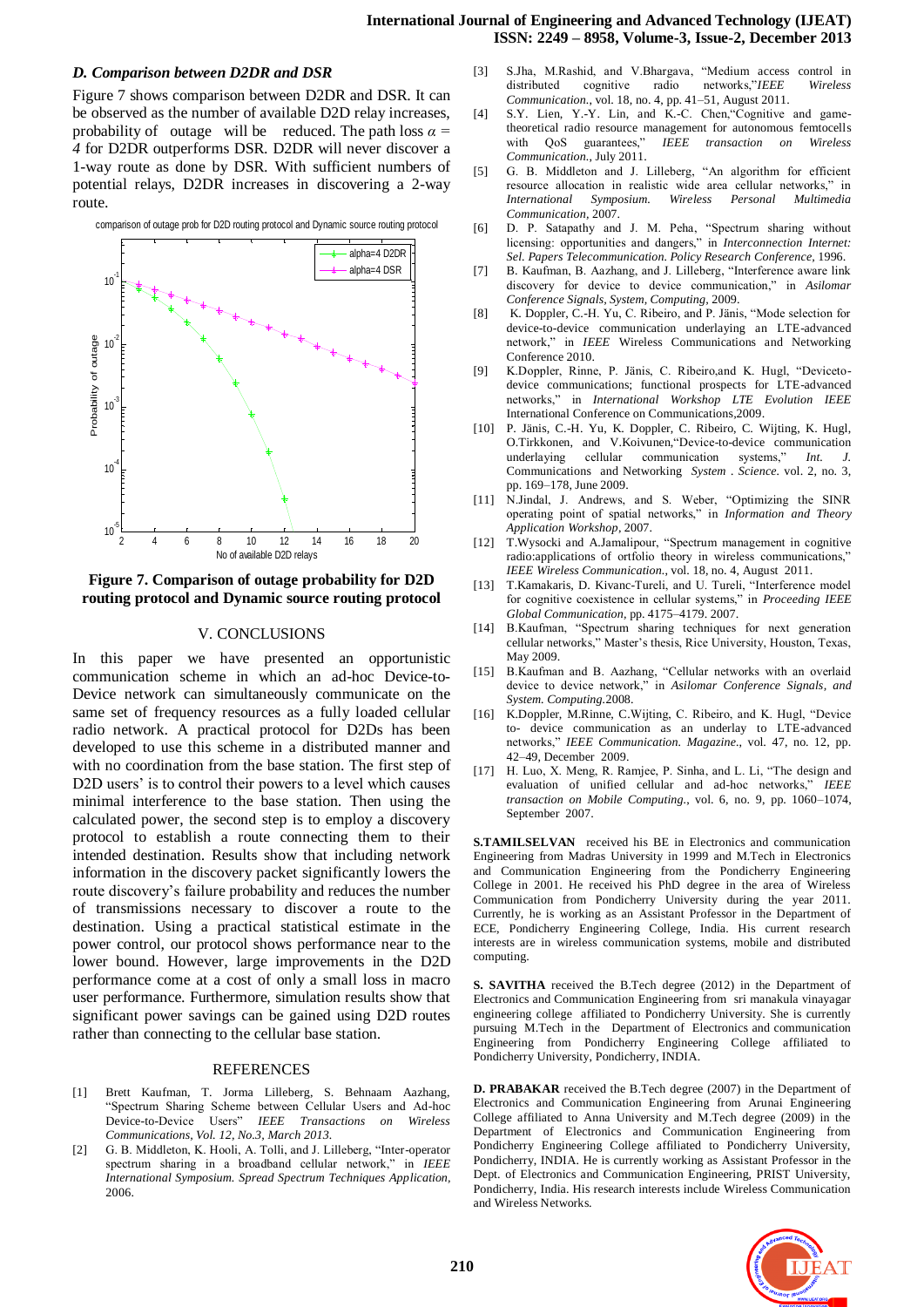### D. Comparison between D2DR and DSR

Figure 7 shows comparison between D2DR and DSR. It can be observed as the number of available D2D relay increases, probability of outage will be reduced. The path loss $\alpha = 4$ for D2DR outperforms DSR. D2DR will never discover a 1-way route as done by DSR. With sufficient numbers of potential relays, D2DR increases in discovering a 2-way route.

comparison of outage prob for D2D routing protocol and Dynamic source routing protocol

alpha=4 D2DR

alpha=4 DSR

Probability of outage

$10^{-1}$

$10^{-2}$

$10^{-3}$

$10^{-4}$

$10^{-5}$

2 4 6 8 10 12 14 16 18 20

No of available D2D relays

**Figure 7. Comparison of outage probability for D2D routing protocol and Dynamic source routing protocol**

## V. CONCLUSIONS

In this paper we have presented an opportunistic communication scheme in which an ad-hoc Device-to-Device network can simultaneously communicate on the same set of frequency resources as a fully loaded cellular radio network. A practical protocol for D2Ds has been developed to use this scheme in a distributed manner and with no coordination from the base station. The first step of D2D users' is to control their powers to a level which causes minimal interference to the base station. Then using the calculated power, the second step is to employ a discovery protocol to establish a route connecting them to their intended destination. Results show that including network information in the discovery packet significantly lowers the route discovery's failure probability and reduces the number of transmissions necessary to discover a route to the destination. Using a practical statistical estimate in the power control, our protocol shows performance near to the lower bound. However, large improvements in the D2D performance come at a cost of only a small loss in macro user performance. Furthermore, simulation results show that significant power savings can be gained using D2D routes rather than connecting to the cellular base station.

## REFERENCES

[1] Brett Kaufman, T. Jorma Lilleberg, S. Behnaam Aazhang, "Spectrum Sharing Scheme between Cellular Users and Ad-hoc Device-to-Device Users" *IEEE Transactions on Wireless Communications, Vol. 12, No.3, March 2013.*

[2] G. B. Middleton, K. Hooli, A. Tolli, and J. Lilleberg, "Inter-operator spectrum sharing in a broadband cellular network," in *IEEE International Symposium. Spread Spectrum Techniques Application*, 2006.

[3] S.Jha, M.Rashid, and V.Bhargava, "Medium access control in distributed cognitive radio networks,"*IEEE Wireless Communication.*, vol. 18, no. 4, pp. 41–51, August 2011.

[4] S.Y. Lien, Y.-Y. Lin, and K.-C. Chen,"Cognitive and game-theoretical radio resource management for autonomous femtocells with QoS guarantees," *IEEE transaction on Wireless Communication.*, July 2011.

[5] G. B. Middleton and J. Lilleberg, "An algorithm for efficient resource allocation in realistic wide area cellular networks," in *International Symposium. Wireless Personal Multimedia Communication*, 2007.

[6] D. P. Satapathy and J. M. Peha, "Spectrum sharing without licensing: opportunities and dangers," in *Interconnection Internet: Sel. Papers Telecommunication. Policy Research Conference*, 1996.

[7] B. Kaufman, B. Aazhang, and J. Lilleberg, "Interference aware link discovery for device to device communication," in *Asilomar Conference Signals, System, Computing*, 2009.

[8] K. Doppler, C.-H. Yu, C. Ribeiro, and P. Jänis, "Mode selection for device-to-device communication underlaying an LTE-advanced network," in *IEEE* Wireless Communications and Networking Conference 2010.

[9] K.Doppler, Rinne, P. Jänis, C. Ribeiro,and K. Hugl, "Deviceto-device communications; functional prospects for LTE-advanced networks," in *International Workshop LTE Evolution IEEE* International Conference on Communications,2009.

[10] P. Jänis, C.-H. Yu, K. Doppler, C. Ribeiro, C. Wijting, K. Hugl, O.Tirkkonen, and V.Koivunen,"Device-to-device communication underlaying cellular communication systems," *Int. J.* Communications and Networking *System . Science.* vol. 2, no. 3, pp. 169–178, June 2009.

[11] N.Jindal, J. Andrews, and S. Weber, "Optimizing the SINR operating point of spatial networks," in *Information and Theory Application Workshop*, 2007.

[12] T.Wysocki and A.Jamalipour, "Spectrum management in cognitive radio:applications of ortfolio theory in wireless communications," *IEEE Wireless Communication.*, vol. 18, no. 4, August 2011.

[13] T.Kamakaris, D. Kivanc-Tureli, and U. Tureli, "Interference model for cognitive coexistence in cellular systems," in *Proceeding IEEE Global Communication*, pp. 4175–4179. 2007.

[14] B.Kaufman, "Spectrum sharing techniques for next generation cellular networks," Master's thesis, Rice University, Houston, Texas, May 2009.

[15] B.Kaufman and B. Aazhang, "Cellular networks with an overlaid device to device network," in *Asilomar Conference Signals, and System. Computing.*2008.

[16] K.Doppler, M.Rinne, C.Wijting, C. Ribeiro, and K. Hugl, "Device to- device communication as an underlay to LTE-advanced networks," *IEEE Communication. Magazine.*, vol. 47, no. 12, pp. 42–49, December 2009.

[17] H. Luo, X. Meng, R. Ramjee, P. Sinha, and L. Li, "The design and evaluation of unified cellular and ad-hoc networks," *IEEE transaction on Mobile Computing.*, vol. 6, no. 9, pp. 1060–1074, September 2007.

**S.TAMILSELVAN** received his BE in Electronics and communication Engineering from Madras University in 1999 and M.Tech in Electronics and Communication Engineering from the Pondicherry Engineering College in 2001. He received his PhD degree in the area of Wireless Communication from Pondicherry University during the year 2011. Currently, he is working as an Assistant Professor in the Department of ECE, Pondicherry Engineering College, India. His current research interests are in wireless communication systems, mobile and distributed computing.

**S. SAVITHA** received the B.Tech degree (2012) in the Department of Electronics and Communication Engineering from sri manakula vinayagar engineering college affiliated to Pondicherry University. She is currently pursuing M.Tech in the Department of Electronics and communication Engineering from Pondicherry Engineering College affiliated to Pondicherry University, Pondicherry, INDIA.

**D. PRABAKAR** received the B.Tech degree (2007) in the Department of Electronics and Communication Engineering from Arunai Engineering College affiliated to Anna University and M.Tech degree (2009) in the Department of Electronics and Communication Engineering from Pondicherry Engineering College affiliated to Pondicherry University, Pondicherry, INDIA. He is currently working as Assistant Professor in the Dept. of Electronics and Communication Engineering, PRIST University, Pondicherry, India. His research interests include Wireless Communication and Wireless Networks.